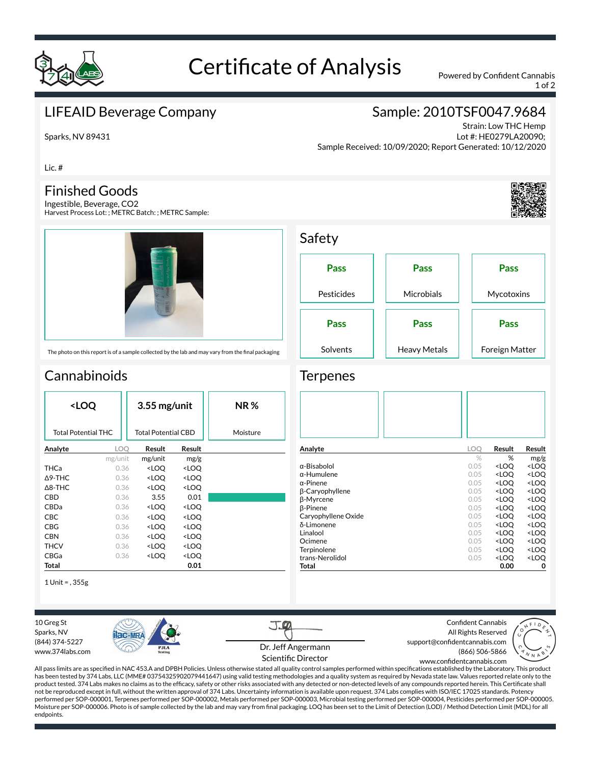# Certificate of Analysis

Powered by Confident Cannabis

## LIFEAID Beverage Company

Sparks, NV 89431

Lic. #

## Sample: 2010TSF0047.9684

Strain: Low THC Hemp
Lot #: HE0279LA20090;
Sample Received: 10/09/2020; Report Generated: 10/12/2020

## Finished Goods

Ingestible, Beverage, CO2
Harvest Process Lot: ; METRC Batch: ; METRC Sample:

The photo on this report is of a sample collected by the lab and may vary from the final packaging

## Safety

| Pass | Pass | Pass |
|---|---|---|
| Pesticides | Microbials | Mycotoxins |
| **Pass** | **Pass** | **Pass** |
| Solvents | Heavy Metals | Foreign Matter |

## Cannabinoids

| <LOQ | 3.55 mg/unit | NR % |
|---|---|---|
| Total Potential THC | Total Potential CBD | Moisture |

| Analyte | LOQ | Result | Result |
|---|---|---|---|
| | mg/unit | mg/unit | mg/g |
| THCa | 0.36 | <LOQ | <LOQ |
| Δ9-THC | 0.36 | <LOQ | <LOQ |
| Δ8-THC | 0.36 | <LOQ | <LOQ |
| CBD | 0.36 | 3.55 | 0.01 |
| CBDa | 0.36 | <LOQ | <LOQ |
| CBC | 0.36 | <LOQ | <LOQ |
| CBG | 0.36 | <LOQ | <LOQ |
| CBN | 0.36 | <LOQ | <LOQ |
| THCV | 0.36 | <LOQ | <LOQ |
| CBGa | 0.36 | <LOQ | <LOQ |
| **Total** | | | **0.01** |

1 Unit = , 355g

## Terpenes

| Analyte | LOQ | Result | Result |
|---|---|---|---|
| | % | % | mg/g |
| α-Bisabolol | 0.05 | <LOQ | <LOQ |
| α-Humulene | 0.05 | <LOQ | <LOQ |
| α-Pinene | 0.05 | <LOQ | <LOQ |
| β-Caryophyllene | 0.05 | <LOQ | <LOQ |
| β-Myrcene | 0.05 | <LOQ | <LOQ |
| β-Pinene | 0.05 | <LOQ | <LOQ |
| Caryophyllene Oxide | 0.05 | <LOQ | <LOQ |
| δ-Limonene | 0.05 | <LOQ | <LOQ |
| Linalool | 0.05 | <LOQ | <LOQ |
| Ocimene | 0.05 | <LOQ | <LOQ |
| Terpinolene | 0.05 | <LOQ | <LOQ |
| trans-Nerolidol | 0.05 | <LOQ | <LOQ |
| **Total** | | **0.00** | **0** |

10 Greg St
Sparks, NV
(844) 374-5227
www.374labs.com

Dr. Jeff Angermann
Scientific Director

Confident Cannabis
All Rights Reserved
support@confidentcannabis.com
(866) 506-5866
www.confidentcannabis.com

All pass limits are as specified in NAC 453.A and DPBH Policies. Unless otherwise stated all quality control samples performed within specifications established by the Laboratory. This product has been tested by 374 Labs, LLC (MME# 03754325902079441647) using valid testing methodologies and a quality system as required by Nevada state law. Values reported relate only to the product tested. 374 Labs makes no claims as to the efficacy, safety or other risks associated with any detected or non-detected levels of any compounds reported herein. This Certificate shall not be reproduced except in full, without the written approval of 374 Labs. Uncertainty information is available upon request. 374 Labs complies with ISO/IEC 17025 standards. Potency performed per SOP-000001, Terpenes performed per SOP-000002, Metals performed per SOP-000003, Microbial testing performed per SOP-000004, Pesticides performed per SOP-000005. Moisture per SOP-000006. Photo is of sample collected by the lab and may vary from final packaging. LOQ has been set to the Limit of Detection (LOD) / Method Detection Limit (MDL) for all endpoints.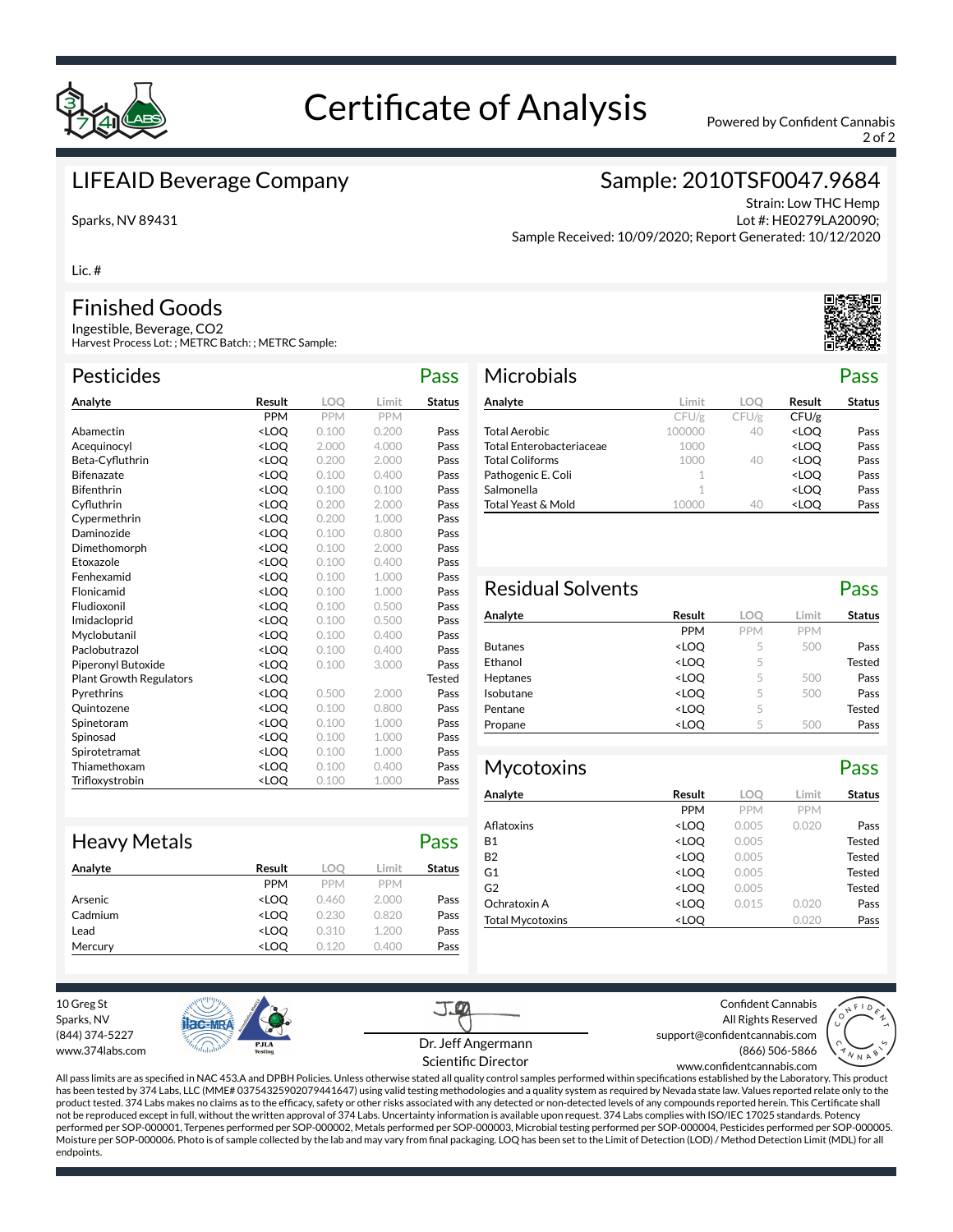# Certificate of Analysis

Powered by Confident Cannabis

## LIFEAID Beverage Company

Sparks, NV 89431

Lic. #

## Sample: 2010TSF0047.9684

Strain: Low THC Hemp
Lot #: HE0279LA20090;
Sample Received: 10/09/2020; Report Generated: 10/12/2020

## Finished Goods

Ingestible, Beverage, CO2
Harvest Process Lot: ; METRC Batch: ; METRC Sample:

### Pesticides — Pass

| Analyte | Result | LOQ | Limit | Status |
|---|---|---|---|---|
| | PPM | PPM | PPM | |
| Abamectin | <LOQ | 0.100 | 0.200 | Pass |
| Acequinocyl | <LOQ | 2.000 | 4.000 | Pass |
| Beta-Cyfluthrin | <LOQ | 0.200 | 2.000 | Pass |
| Bifenazate | <LOQ | 0.100 | 0.400 | Pass |
| Bifenthrin | <LOQ | 0.100 | 0.100 | Pass |
| Cyfluthrin | <LOQ | 0.200 | 2.000 | Pass |
| Cypermethrin | <LOQ | 0.200 | 1.000 | Pass |
| Daminozide | <LOQ | 0.100 | 0.800 | Pass |
| Dimethomorph | <LOQ | 0.100 | 2.000 | Pass |
| Etoxazole | <LOQ | 0.100 | 0.400 | Pass |
| Fenhexamid | <LOQ | 0.100 | 1.000 | Pass |
| Flonicamid | <LOQ | 0.100 | 1.000 | Pass |
| Fludioxonil | <LOQ | 0.100 | 0.500 | Pass |
| Imidacloprid | <LOQ | 0.100 | 0.500 | Pass |
| Myclobutanil | <LOQ | 0.100 | 0.400 | Pass |
| Paclobutrazol | <LOQ | 0.100 | 0.400 | Pass |
| Piperonyl Butoxide | <LOQ | 0.100 | 3.000 | Pass |
| Plant Growth Regulators | <LOQ | | | Tested |
| Pyrethrins | <LOQ | 0.500 | 2.000 | Pass |
| Quintozene | <LOQ | 0.100 | 0.800 | Pass |
| Spinetoram | <LOQ | 0.100 | 1.000 | Pass |
| Spinosad | <LOQ | 0.100 | 1.000 | Pass |
| Spirotetramat | <LOQ | 0.100 | 1.000 | Pass |
| Thiamethoxam | <LOQ | 0.100 | 0.400 | Pass |
| Trifloxystrobin | <LOQ | 0.100 | 1.000 | Pass |

### Heavy Metals — Pass

| Analyte | Result | LOQ | Limit | Status |
|---|---|---|---|---|
| | PPM | PPM | PPM | |
| Arsenic | <LOQ | 0.460 | 2.000 | Pass |
| Cadmium | <LOQ | 0.230 | 0.820 | Pass |
| Lead | <LOQ | 0.310 | 1.200 | Pass |
| Mercury | <LOQ | 0.120 | 0.400 | Pass |

### Microbials — Pass

| Analyte | Limit | LOQ | Result | Status |
|---|---|---|---|---|
| | CFU/g | CFU/g | CFU/g | |
| Total Aerobic | 100000 | 40 | <LOQ | Pass |
| Total Enterobacteriaceae | 1000 | | <LOQ | Pass |
| Total Coliforms | 1000 | 40 | <LOQ | Pass |
| Pathogenic E. Coli | 1 | | <LOQ | Pass |
| Salmonella | 1 | | <LOQ | Pass |
| Total Yeast & Mold | 10000 | 40 | <LOQ | Pass |

### Residual Solvents — Pass

| Analyte | Result | LOQ | Limit | Status |
|---|---|---|---|---|
| | PPM | PPM | PPM | |
| Butanes | <LOQ | 5 | 500 | Pass |
| Ethanol | <LOQ | 5 | | Tested |
| Heptanes | <LOQ | 5 | 500 | Pass |
| Isobutane | <LOQ | 5 | 500 | Pass |
| Pentane | <LOQ | 5 | | Tested |
| Propane | <LOQ | 5 | 500 | Pass |

### Mycotoxins — Pass

| Analyte | Result | LOQ | Limit | Status |
|---|---|---|---|---|
| | PPM | PPM | PPM | |
| Aflatoxins | <LOQ | 0.005 | 0.020 | Pass |
| B1 | <LOQ | 0.005 | | Tested |
| B2 | <LOQ | 0.005 | | Tested |
| G1 | <LOQ | 0.005 | | Tested |
| G2 | <LOQ | 0.005 | | Tested |
| Ochratoxin A | <LOQ | 0.015 | 0.020 | Pass |
| Total Mycotoxins | <LOQ | | 0.020 | Pass |

10 Greg St
Sparks, NV
(844) 374-5227
www.374labs.com

Dr. Jeff Angermann
Scientific Director

Confident Cannabis
All Rights Reserved
support@confidentcannabis.com
(866) 506-5866
www.confidentcannabis.com

All pass limits are as specified in NAC 453.A and DPBH Policies. Unless otherwise stated all quality control samples performed within specifications established by the Laboratory. This product has been tested by 374 Labs, LLC (MME# 03754325902079441647) using valid testing methodologies and a quality system as required by Nevada state law. Values reported relate only to the product tested. 374 Labs makes no claims as to the efficacy, safety or other risks associated with any detected or non-detected levels of any compounds reported herein. This Certificate shall not be reproduced except in full, without the written approval of 374 Labs. Uncertainty information is available upon request. 374 Labs complies with ISO/IEC 17025 standards. Potency performed per SOP-000001, Terpenes performed per SOP-000002, Metals performed per SOP-000003, Microbial testing performed per SOP-000004, Pesticides performed per SOP-000005. Moisture per SOP-000006. Photo is of sample collected by the lab and may vary from final packaging. LOQ has been set to the Limit of Detection (LOD) / Method Detection Limit (MDL) for all endpoints.